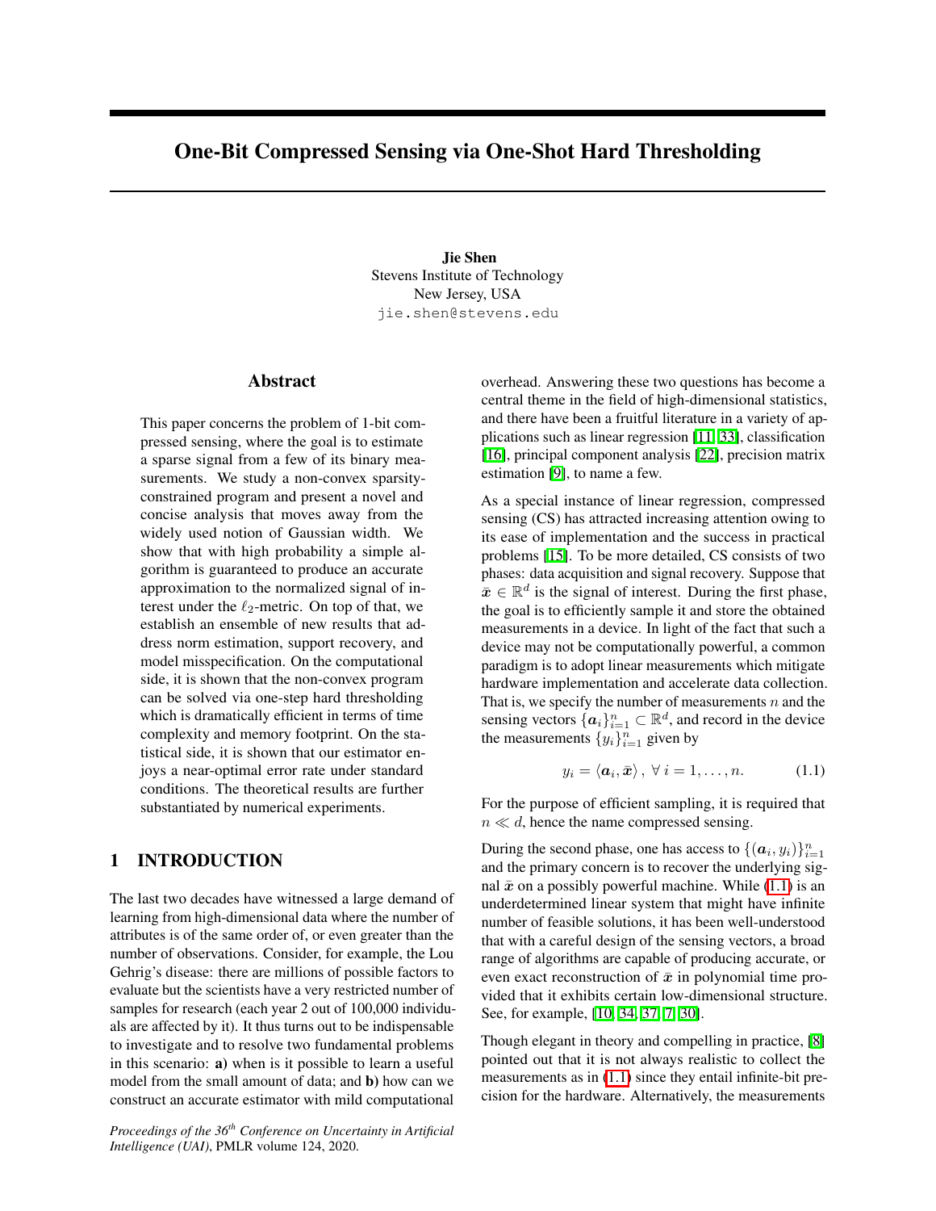# One-Bit Compressed Sensing via One-Shot Hard Thresholding

**Jie Shen**
Stevens Institute of Technology
New Jersey, USA
jie.shen@stevens.edu

## Abstract

This paper concerns the problem of 1-bit compressed sensing, where the goal is to estimate a sparse signal from a few of its binary measurements. We study a non-convex sparsity-constrained program and present a novel and concise analysis that moves away from the widely used notion of Gaussian width. We show that with high probability a simple algorithm is guaranteed to produce an accurate approximation to the normalized signal of interest under the $\ell_2$-metric. On top of that, we establish an ensemble of new results that address norm estimation, support recovery, and model misspecification. On the computational side, it is shown that the non-convex program can be solved via one-step hard thresholding which is dramatically efficient in terms of time complexity and memory footprint. On the statistical side, it is shown that our estimator enjoys a near-optimal error rate under standard conditions. The theoretical results are further substantiated by numerical experiments.

## 1 INTRODUCTION

The last two decades have witnessed a large demand of learning from high-dimensional data where the number of attributes is of the same order of, or even greater than the number of observations. Consider, for example, the Lou Gehrig's disease: there are millions of possible factors to evaluate but the scientists have a very restricted number of samples for research (each year 2 out of 100,000 individuals are affected by it). It thus turns out to be indispensable to investigate and to resolve two fundamental problems in this scenario: **a)** when is it possible to learn a useful model from the small amount of data; and **b)** how can we construct an accurate estimator with mild computational overhead. Answering these two questions has become a central theme in the field of high-dimensional statistics, and there have been a fruitful literature in a variety of applications such as linear regression [11, 33], classification [16], principal component analysis [22], precision matrix estimation [9], to name a few.

As a special instance of linear regression, compressed sensing (CS) has attracted increasing attention owing to its ease of implementation and the success in practical problems [15]. To be more detailed, CS consists of two phases: data acquisition and signal recovery. Suppose that $\bar{\boldsymbol{x}} \in \mathbb{R}^d$ is the signal of interest. During the first phase, the goal is to efficiently sample it and store the obtained measurements in a device. In light of the fact that such a device may not be computationally powerful, a common paradigm is to adopt linear measurements which mitigate hardware implementation and accelerate data collection. That is, we specify the number of measurements $n$ and the sensing vectors $\{\boldsymbol{a}_i\}_{i=1}^n \subset \mathbb{R}^d$, and record in the device the measurements $\{y_i\}_{i=1}^n$ given by

$$y_i = \langle \boldsymbol{a}_i, \bar{\boldsymbol{x}} \rangle, \ \forall\, i = 1, \dots, n. \tag{1.1}$$

For the purpose of efficient sampling, it is required that $n \ll d$, hence the name compressed sensing.

During the second phase, one has access to $\{(\boldsymbol{a}_i, y_i)\}_{i=1}^n$ and the primary concern is to recover the underlying signal $\bar{\boldsymbol{x}}$ on a possibly powerful machine. While (1.1) is an underdetermined linear system that might have infinite number of feasible solutions, it has been well-understood that with a careful design of the sensing vectors, a broad range of algorithms are capable of producing accurate, or even exact reconstruction of $\bar{\boldsymbol{x}}$ in polynomial time provided that it exhibits certain low-dimensional structure. See, for example, [10, 34, 37, 7, 30].

Though elegant in theory and compelling in practice, [8] pointed out that it is not always realistic to collect the measurements as in (1.1) since they entail infinite-bit precision for the hardware. Alternatively, the measurements

*Proceedings of the 36th Conference on Uncertainty in Artificial Intelligence (UAI)*, PMLR volume 124, 2020.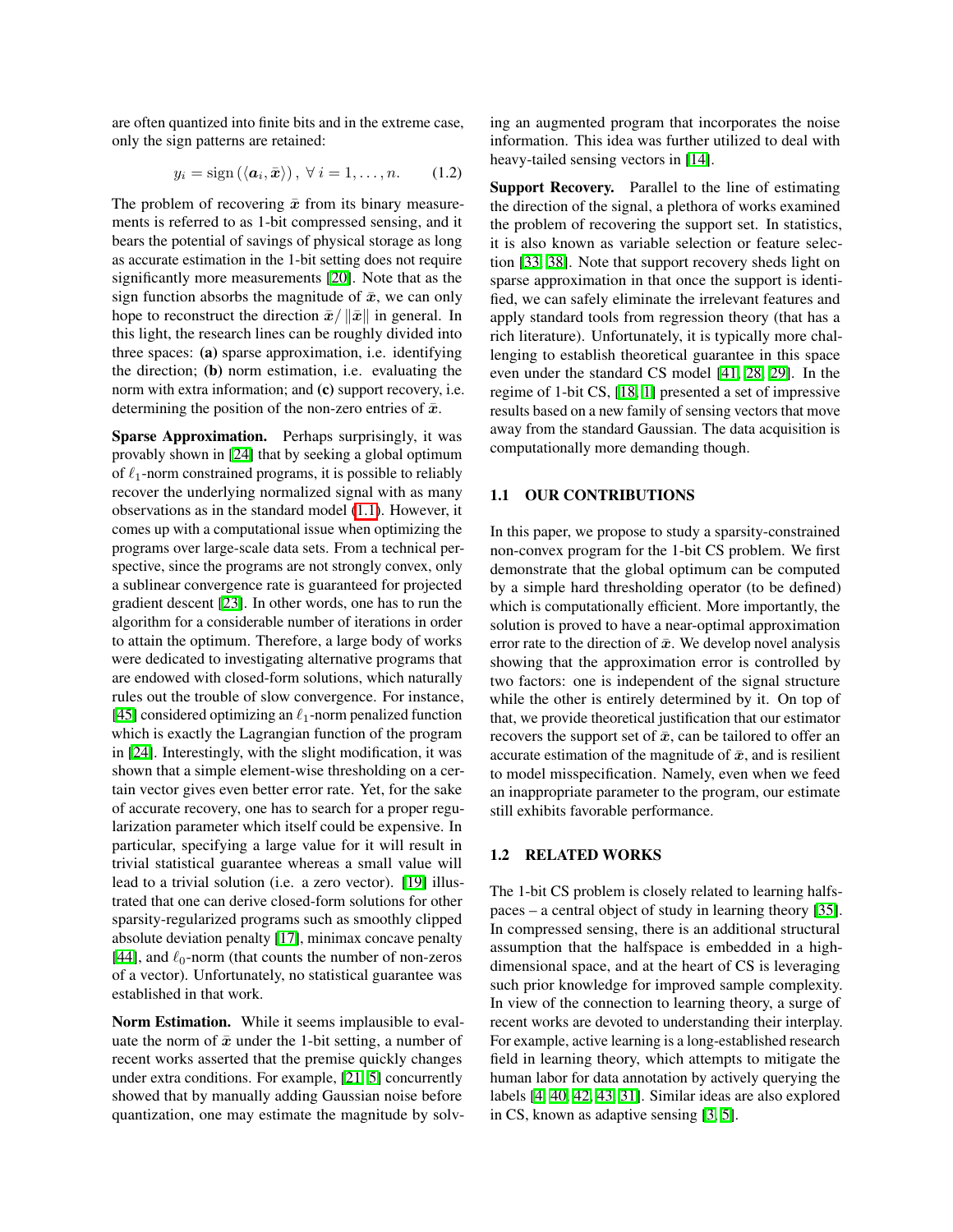are often quantized into finite bits and in the extreme case, only the sign patterns are retained:

$$y_i = \operatorname{sign}(\langle \boldsymbol{a}_i, \bar{\boldsymbol{x}} \rangle), \ \forall\, i = 1, \dots, n. \tag{1.2}$$

The problem of recovering $\bar{\boldsymbol{x}}$ from its binary measurements is referred to as 1-bit compressed sensing, and it bears the potential of savings of physical storage as long as accurate estimation in the 1-bit setting does not require significantly more measurements [20]. Note that as the sign function absorbs the magnitude of $\bar{\boldsymbol{x}}$, we can only hope to reconstruct the direction $\bar{\boldsymbol{x}}/\|\bar{\boldsymbol{x}}\|$ in general. In this light, the research lines can be roughly divided into three spaces: **(a)** sparse approximation, i.e. identifying the direction; **(b)** norm estimation, i.e. evaluating the norm with extra information; and **(c)** support recovery, i.e. determining the position of the non-zero entries of $\bar{\boldsymbol{x}}$.

**Sparse Approximation.** Perhaps surprisingly, it was provably shown in [24] that by seeking a global optimum of $\ell_1$-norm constrained programs, it is possible to reliably recover the underlying normalized signal with as many observations as in the standard model (1.1). However, it comes up with a computational issue when optimizing the programs over large-scale data sets. From a technical perspective, since the programs are not strongly convex, only a sublinear convergence rate is guaranteed for projected gradient descent [23]. In other words, one has to run the algorithm for a considerable number of iterations in order to attain the optimum. Therefore, a large body of works were dedicated to investigating alternative programs that are endowed with closed-form solutions, which naturally rules out the trouble of slow convergence. For instance, [45] considered optimizing an $\ell_1$-norm penalized function which is exactly the Lagrangian function of the program in [24]. Interestingly, with the slight modification, it was shown that a simple element-wise thresholding on a certain vector gives even better error rate. Yet, for the sake of accurate recovery, one has to search for a proper regularization parameter which itself could be expensive. In particular, specifying a large value for it will result in trivial statistical guarantee whereas a small value will lead to a trivial solution (i.e. a zero vector). [19] illustrated that one can derive closed-form solutions for other sparsity-regularized programs such as smoothly clipped absolute deviation penalty [17], minimax concave penalty [44], and $\ell_0$-norm (that counts the number of non-zeros of a vector). Unfortunately, no statistical guarantee was established in that work.

**Norm Estimation.** While it seems implausible to evaluate the norm of $\bar{\boldsymbol{x}}$ under the 1-bit setting, a number of recent works asserted that the premise quickly changes under extra conditions. For example, [21, 5] concurrently showed that by manually adding Gaussian noise before quantization, one may estimate the magnitude by solving an augmented program that incorporates the noise information. This idea was further utilized to deal with heavy-tailed sensing vectors in [14].

**Support Recovery.** Parallel to the line of estimating the direction of the signal, a plethora of works examined the problem of recovering the support set. In statistics, it is also known as variable selection or feature selection [33, 38]. Note that support recovery sheds light on sparse approximation in that once the support is identified, we can safely eliminate the irrelevant features and apply standard tools from regression theory (that has a rich literature). Unfortunately, it is typically more challenging to establish theoretical guarantee in this space even under the standard CS model [41, 28, 29]. In the regime of 1-bit CS, [18, 1] presented a set of impressive results based on a new family of sensing vectors that move away from the standard Gaussian. The data acquisition is computationally more demanding though.

### 1.1 OUR CONTRIBUTIONS

In this paper, we propose to study a sparsity-constrained non-convex program for the 1-bit CS problem. We first demonstrate that the global optimum can be computed by a simple hard thresholding operator (to be defined) which is computationally efficient. More importantly, the solution is proved to have a near-optimal approximation error rate to the direction of $\bar{\boldsymbol{x}}$. We develop novel analysis showing that the approximation error is controlled by two factors: one is independent of the signal structure while the other is entirely determined by it. On top of that, we provide theoretical justification that our estimator recovers the support set of $\bar{\boldsymbol{x}}$, can be tailored to offer an accurate estimation of the magnitude of $\bar{\boldsymbol{x}}$, and is resilient to model misspecification. Namely, even when we feed an inappropriate parameter to the program, our estimate still exhibits favorable performance.

### 1.2 RELATED WORKS

The 1-bit CS problem is closely related to learning halfspaces – a central object of study in learning theory [35]. In compressed sensing, there is an additional structural assumption that the halfspace is embedded in a high-dimensional space, and at the heart of CS is leveraging such prior knowledge for improved sample complexity. In view of the connection to learning theory, a surge of recent works are devoted to understanding their interplay. For example, active learning is a long-established research field in learning theory, which attempts to mitigate the human labor for data annotation by actively querying the labels [4, 40, 42, 43, 31]. Similar ideas are also explored in CS, known as adaptive sensing [3, 5].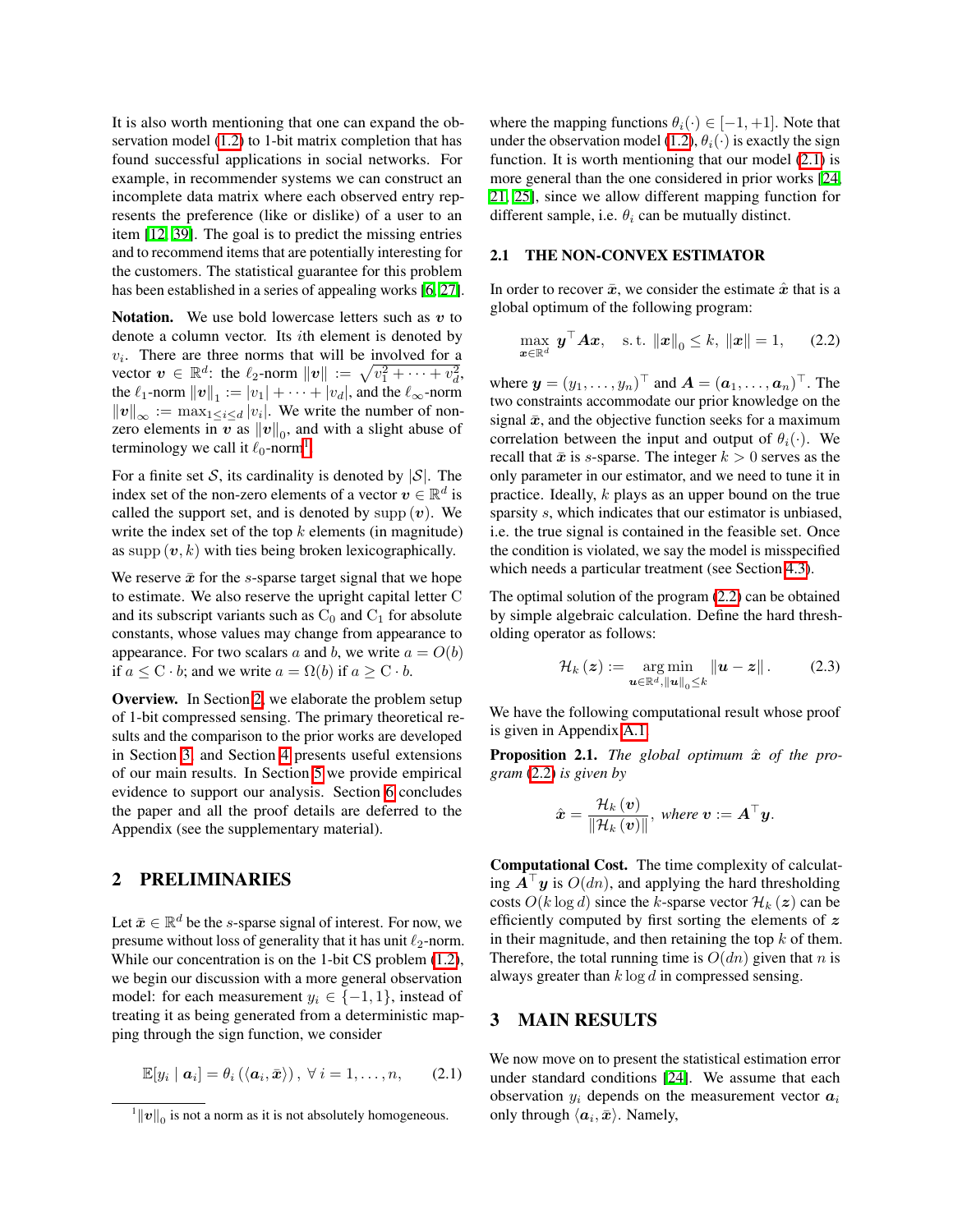It is also worth mentioning that one can expand the observation model (1.2) to 1-bit matrix completion that has found successful applications in social networks. For example, in recommender systems we can construct an incomplete data matrix where each observed entry represents the preference (like or dislike) of a user to an item [12, 39]. The goal is to predict the missing entries and to recommend items that are potentially interesting for the customers. The statistical guarantee for this problem has been established in a series of appealing works [6, 27].

**Notation.** We use bold lowercase letters such as $\boldsymbol{v}$ to denote a column vector. Its $i$th element is denoted by $v_i$. There are three norms that will be involved for a vector $\boldsymbol{v} \in \mathbb{R}^d$: the $\ell_2$-norm $\|\boldsymbol{v}\| := \sqrt{v_1^2 + \cdots + v_d^2}$, the $\ell_1$-norm $\|\boldsymbol{v}\|_1 := |v_1| + \cdots + |v_d|$, and the $\ell_\infty$-norm $\|\boldsymbol{v}\|_\infty := \max_{1 \leq i \leq d} |v_i|$. We write the number of non-zero elements in $\boldsymbol{v}$ as $\|\boldsymbol{v}\|_0$, and with a slight abuse of terminology we call it $\ell_0$-norm[1].

For a finite set $\mathcal{S}$, its cardinality is denoted by $|\mathcal{S}|$. The index set of the non-zero elements of a vector $\boldsymbol{v} \in \mathbb{R}^d$ is called the support set, and is denoted by $\operatorname{supp}(\boldsymbol{v})$. We write the index set of the top $k$ elements (in magnitude) as $\operatorname{supp}(\boldsymbol{v}, k)$ with ties being broken lexicographically.

We reserve $\bar{\boldsymbol{x}}$ for the $s$-sparse target signal that we hope to estimate. We also reserve the upright capital letter $\mathrm{C}$ and its subscript variants such as $\mathrm{C}_0$ and $\mathrm{C}_1$ for absolute constants, whose values may change from appearance to appearance. For two scalars $a$ and $b$, we write $a = O(b)$ if $a \leq \mathrm{C} \cdot b$; and we write $a = \Omega(b)$ if $a \geq \mathrm{C} \cdot b$.

**Overview.** In Section 2, we elaborate the problem setup of 1-bit compressed sensing. The primary theoretical results and the comparison to the prior works are developed in Section 3, and Section 4 presents useful extensions of our main results. In Section 5 we provide empirical evidence to support our analysis. Section 6 concludes the paper and all the proof details are deferred to the Appendix (see the supplementary material).

## 2 PRELIMINARIES

Let $\bar{\boldsymbol{x}} \in \mathbb{R}^d$ be the $s$-sparse signal of interest. For now, we presume without loss of generality that it has unit $\ell_2$-norm. While our concentration is on the 1-bit CS problem (1.2), we begin our discussion with a more general observation model: for each measurement $y_i \in \{-1, 1\}$, instead of treating it as being generated from a deterministic mapping through the sign function, we consider

$$\mathbb{E}[y_i \mid \boldsymbol{a}_i] = \theta_i\left(\langle \boldsymbol{a}_i, \bar{\boldsymbol{x}} \rangle\right), \ \forall\, i = 1, \ldots, n, \tag{2.1}$$

where the mapping functions $\theta_i(\cdot) \in [-1, +1]$. Note that under the observation model (1.2), $\theta_i(\cdot)$ is exactly the sign function. It is worth mentioning that our model (2.1) is more general than the one considered in prior works [24, 21, 25], since we allow different mapping function for different sample, i.e. $\theta_i$ can be mutually distinct.

### 2.1 THE NON-CONVEX ESTIMATOR

In order to recover $\bar{\boldsymbol{x}}$, we consider the estimate $\hat{\boldsymbol{x}}$ that is a global optimum of the following program:

$$\max_{\boldsymbol{x} \in \mathbb{R}^d} \ \boldsymbol{y}^\top \boldsymbol{A} \boldsymbol{x}, \quad \text{s.t. } \|\boldsymbol{x}\|_0 \leq k,\ \|\boldsymbol{x}\| = 1, \tag{2.2}$$

where $\boldsymbol{y} = (y_1, \ldots, y_n)^\top$ and $\boldsymbol{A} = (\boldsymbol{a}_1, \ldots, \boldsymbol{a}_n)^\top$. The two constraints accommodate our prior knowledge on the signal $\bar{\boldsymbol{x}}$, and the objective function seeks for a maximum correlation between the input and output of $\theta_i(\cdot)$. We recall that $\bar{\boldsymbol{x}}$ is $s$-sparse. The integer $k > 0$ serves as the only parameter in our estimator, and we need to tune it in practice. Ideally, $k$ plays as an upper bound on the true sparsity $s$, which indicates that our estimator is unbiased, i.e. the true signal is contained in the feasible set. Once the condition is violated, we say the model is misspecified which needs a particular treatment (see Section 4.3).

The optimal solution of the program (2.2) can be obtained by simple algebraic calculation. Define the hard thresholding operator as follows:

$$\mathcal{H}_k\left(\boldsymbol{z}\right) := \mathop{\arg\min}_{\boldsymbol{u} \in \mathbb{R}^d, \|\boldsymbol{u}\|_0 \leq k} \|\boldsymbol{u} - \boldsymbol{z}\|. \tag{2.3}$$

We have the following computational result whose proof is given in Appendix A.1.

**Proposition 2.1.** *The global optimum $\hat{\boldsymbol{x}}$ of the program (2.2) is given by*

$$\hat{\boldsymbol{x}} = \frac{\mathcal{H}_k\left(\boldsymbol{v}\right)}{\|\mathcal{H}_k\left(\boldsymbol{v}\right)\|}, \ \textit{where } \boldsymbol{v} := \boldsymbol{A}^\top \boldsymbol{y}.$$

**Computational Cost.** The time complexity of calculating $\boldsymbol{A}^\top \boldsymbol{y}$ is $O(dn)$, and applying the hard thresholding costs $O(k \log d)$ since the $k$-sparse vector $\mathcal{H}_k\left(\boldsymbol{z}\right)$ can be efficiently computed by first sorting the elements of $\boldsymbol{z}$ in their magnitude, and then retaining the top $k$ of them. Therefore, the total running time is $O(dn)$ given that $n$ is always greater than $k \log d$ in compressed sensing.

## 3 MAIN RESULTS

We now move on to present the statistical estimation error under standard conditions [24]. We assume that each observation $y_i$ depends on the measurement vector $\boldsymbol{a}_i$ only through $\langle \boldsymbol{a}_i, \bar{\boldsymbol{x}} \rangle$. Namely,

[1] $\|\boldsymbol{v}\|_0$ is not a norm as it is not absolutely homogeneous.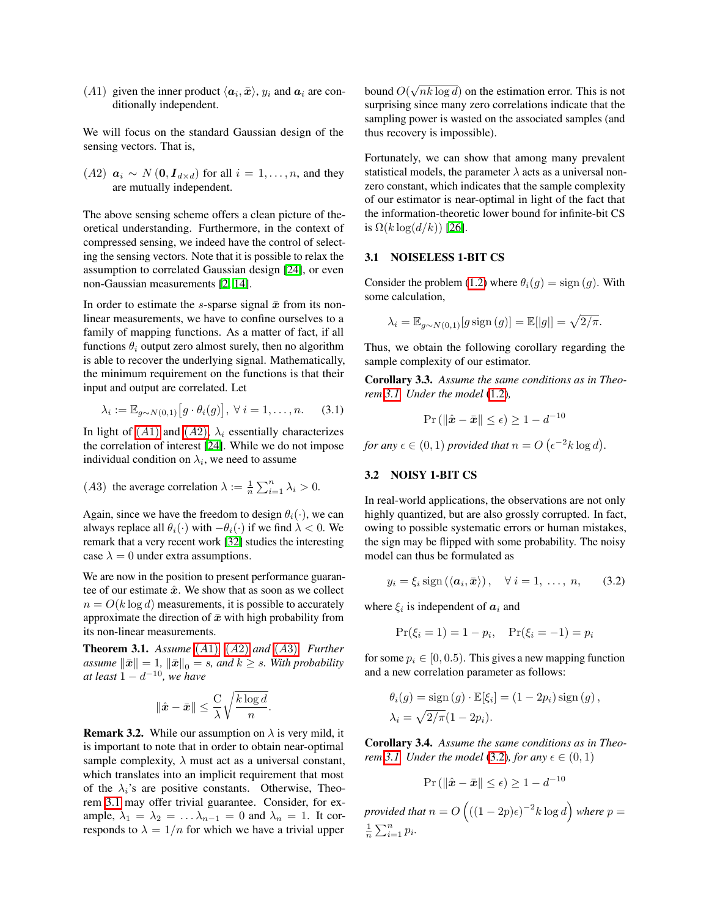$(A1)$ given the inner product $\langle \boldsymbol{a}_i, \bar{\boldsymbol{x}} \rangle$, $y_i$ and $\boldsymbol{a}_i$ are conditionally independent.

We will focus on the standard Gaussian design of the sensing vectors. That is,

$(A2)$ $\boldsymbol{a}_i \sim N(\boldsymbol{0}, \boldsymbol{I}_{d\times d})$ for all $i = 1, \ldots, n$, and they are mutually independent.

The above sensing scheme offers a clean picture of theoretical understanding. Furthermore, in the context of compressed sensing, we indeed have the control of selecting the sensing vectors. Note that it is possible to relax the assumption to correlated Gaussian design [24], or even non-Gaussian measurements [2, 14].

In order to estimate the $s$-sparse signal $\bar{\boldsymbol{x}}$ from its non-linear measurements, we have to confine ourselves to a family of mapping functions. As a matter of fact, if all functions $\theta_i$ output zero almost surely, then no algorithm is able to recover the underlying signal. Mathematically, the minimum requirement on the functions is that their input and output are correlated. Let

$$\lambda_i := \mathbb{E}_{g\sim N(0,1)}\big[g \cdot \theta_i(g)\big],\ \forall\, i = 1, \ldots, n. \qquad (3.1)$$

In light of $(A1)$ and $(A2)$, $\lambda_i$ essentially characterizes the correlation of interest [24]. While we do not impose individual condition on $\lambda_i$, we need to assume

$(A3)$ the average correlation $\lambda := \frac{1}{n}\sum_{i=1}^{n} \lambda_i > 0$.

Again, since we have the freedom to design $\theta_i(\cdot)$, we can always replace all $\theta_i(\cdot)$ with $-\theta_i(\cdot)$ if we find $\lambda < 0$. We remark that a very recent work [32] studies the interesting case $\lambda = 0$ under extra assumptions.

We are now in the position to present performance guarantee of our estimate $\hat{\boldsymbol{x}}$. We show that as soon as we collect $n = O(k \log d)$ measurements, it is possible to accurately approximate the direction of $\bar{\boldsymbol{x}}$ with high probability from its non-linear measurements.

**Theorem 3.1.** *Assume $(A1)$, $(A2)$ and $(A3)$. Further assume $\|\bar{\boldsymbol{x}}\| = 1$, $\|\bar{\boldsymbol{x}}\|_0 = s$, and $k \geq s$. With probability at least $1 - d^{-10}$, we have*

$$\|\hat{\boldsymbol{x}} - \bar{\boldsymbol{x}}\| \leq \frac{C}{\lambda}\sqrt{\frac{k \log d}{n}}.$$

**Remark 3.2.** While our assumption on $\lambda$ is very mild, it is important to note that in order to obtain near-optimal sample complexity, $\lambda$ must act as a universal constant, which translates into an implicit requirement that most of the $\lambda_i$'s are positive constants. Otherwise, Theorem 3.1 may offer trivial guarantee. Consider, for example, $\lambda_1 = \lambda_2 = \ldots \lambda_{n-1} = 0$ and $\lambda_n = 1$. It corresponds to $\lambda = 1/n$ for which we have a trivial upper bound $O(\sqrt{nk\log d})$ on the estimation error. This is not surprising since many zero correlations indicate that the sampling power is wasted on the associated samples (and thus recovery is impossible).

Fortunately, we can show that among many prevalent statistical models, the parameter $\lambda$ acts as a universal nonzero constant, which indicates that the sample complexity of our estimator is near-optimal in light of the fact that the information-theoretic lower bound for infinite-bit CS is $\Omega(k \log(d/k))$ [26].

### 3.1 NOISELESS 1-BIT CS

Consider the problem (1.2) where $\theta_i(g) = \operatorname{sign}(g)$. With some calculation,

$$\lambda_i = \mathbb{E}_{g\sim N(0,1)}[g \operatorname{sign}(g)] = \mathbb{E}[|g|] = \sqrt{2/\pi}.$$

Thus, we obtain the following corollary regarding the sample complexity of our estimator.

**Corollary 3.3.** *Assume the same conditions as in Theorem 3.1. Under the model (1.2),*

$$\Pr\left(\|\hat{\boldsymbol{x}} - \bar{\boldsymbol{x}}\| \leq \epsilon\right) \geq 1 - d^{-10}$$

*for any $\epsilon \in (0, 1)$ provided that $n = O\left(\epsilon^{-2} k \log d\right)$.*

### 3.2 NOISY 1-BIT CS

In real-world applications, the observations are not only highly quantized, but are also grossly corrupted. In fact, owing to possible systematic errors or human mistakes, the sign may be flipped with some probability. The noisy model can thus be formulated as

$$y_i = \xi_i \operatorname{sign}\left(\langle \boldsymbol{a}_i, \bar{\boldsymbol{x}}\rangle\right), \quad \forall\, i = 1,\ \ldots,\ n, \qquad (3.2)$$

where $\xi_i$ is independent of $\boldsymbol{a}_i$ and

$$\Pr(\xi_i = 1) = 1 - p_i, \quad \Pr(\xi_i = -1) = p_i$$

for some $p_i \in [0, 0.5)$. This gives a new mapping function and a new correlation parameter as follows:

$$\theta_i(g) = \operatorname{sign}(g) \cdot \mathbb{E}[\xi_i] = (1 - 2p_i)\operatorname{sign}(g),$$
$$\lambda_i = \sqrt{2/\pi}(1 - 2p_i).$$

**Corollary 3.4.** *Assume the same conditions as in Theorem 3.1. Under the model (3.2), for any $\epsilon \in (0, 1)$*

$$\Pr\left(\|\hat{\boldsymbol{x}} - \bar{\boldsymbol{x}}\| \leq \epsilon\right) \geq 1 - d^{-10}$$

*provided that $n = O\left(((1 - 2p)\epsilon)^{-2} k \log d\right)$ where $p = \frac{1}{n}\sum_{i=1}^{n} p_i$.*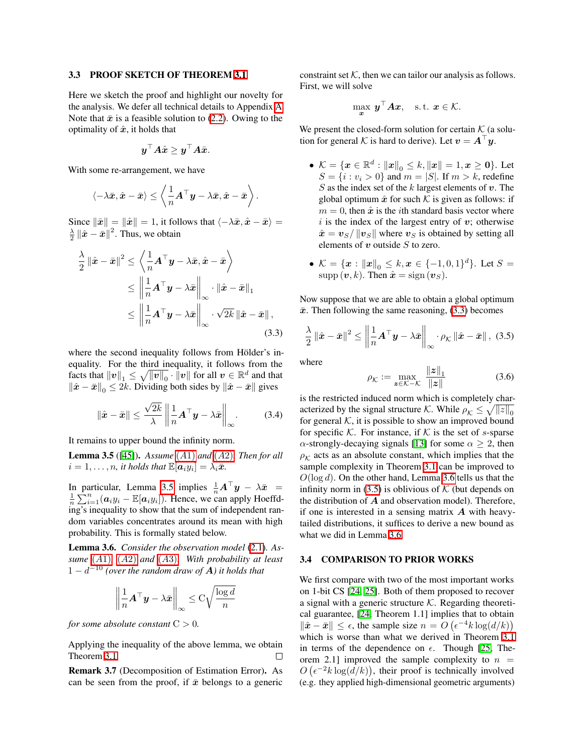### 3.3 PROOF SKETCH OF THEOREM 3.1

Here we sketch the proof and highlight our novelty for the analysis. We defer all technical details to Appendix A. Note that $\bar{\boldsymbol{x}}$ is a feasible solution to (2.2). Owing to the optimality of $\hat{\boldsymbol{x}}$, it holds that

$$\boldsymbol{y}^\top \boldsymbol{A}\hat{\boldsymbol{x}} \geq \boldsymbol{y}^\top \boldsymbol{A}\bar{\boldsymbol{x}}.$$

With some re-arrangement, we have

$$\langle -\lambda\bar{\boldsymbol{x}}, \hat{\boldsymbol{x}} - \bar{\boldsymbol{x}} \rangle \leq \left\langle \frac{1}{n}\boldsymbol{A}^\top \boldsymbol{y} - \lambda\bar{\boldsymbol{x}}, \hat{\boldsymbol{x}} - \bar{\boldsymbol{x}} \right\rangle.$$

Since $\|\bar{\boldsymbol{x}}\| = \|\hat{\boldsymbol{x}}\| = 1$, it follows that $\langle -\lambda\bar{\boldsymbol{x}}, \hat{\boldsymbol{x}} - \bar{\boldsymbol{x}} \rangle = \frac{\lambda}{2}\|\hat{\boldsymbol{x}} - \bar{\boldsymbol{x}}\|^2$. Thus, we obtain

$$\begin{aligned} \frac{\lambda}{2}\|\hat{\boldsymbol{x}} - \bar{\boldsymbol{x}}\|^2 &\leq \left\langle \frac{1}{n}\boldsymbol{A}^\top \boldsymbol{y} - \lambda\bar{\boldsymbol{x}}, \hat{\boldsymbol{x}} - \bar{\boldsymbol{x}} \right\rangle \\ &\leq \left\| \frac{1}{n}\boldsymbol{A}^\top \boldsymbol{y} - \lambda\bar{\boldsymbol{x}} \right\|_\infty \cdot \|\hat{\boldsymbol{x}} - \bar{\boldsymbol{x}}\|_1 \\ &\leq \left\| \frac{1}{n}\boldsymbol{A}^\top \boldsymbol{y} - \lambda\bar{\boldsymbol{x}} \right\|_\infty \cdot \sqrt{2k}\,\|\hat{\boldsymbol{x}} - \bar{\boldsymbol{x}}\|, \end{aligned} \tag{3.3}$$

where the second inequality follows from Hölder's inequality. For the third inequality, it follows from the facts that $\|\boldsymbol{v}\|_1 \leq \sqrt{\|\boldsymbol{v}\|_0} \cdot \|\boldsymbol{v}\|$ for all $\boldsymbol{v} \in \mathbb{R}^d$ and that $\|\hat{\boldsymbol{x}} - \bar{\boldsymbol{x}}\|_0 \leq 2k$. Dividing both sides by $\|\hat{\boldsymbol{x}} - \bar{\boldsymbol{x}}\|$ gives

$$\|\hat{\boldsymbol{x}} - \bar{\boldsymbol{x}}\| \leq \frac{\sqrt{2k}}{\lambda}\left\| \frac{1}{n}\boldsymbol{A}^\top \boldsymbol{y} - \lambda\bar{\boldsymbol{x}} \right\|_\infty. \tag{3.4}$$

It remains to upper bound the infinity norm.

**Lemma 3.5** ([45])**.** *Assume (A1) and (A2). Then for all $i = 1, \dots, n$, it holds that $\mathbb{E}[\boldsymbol{a}_i y_i] = \lambda_i \bar{\boldsymbol{x}}$.*

In particular, Lemma 3.5 implies $\frac{1}{n}\boldsymbol{A}^\top \boldsymbol{y} - \lambda\bar{\boldsymbol{x}} = \frac{1}{n}\sum_{i=1}^n (\boldsymbol{a}_i y_i - \mathbb{E}[\boldsymbol{a}_i y_i])$. Hence, we can apply Hoeffding's inequality to show that the sum of independent random variables concentrates around its mean with high probability. This is formally stated below.

**Lemma 3.6.** *Consider the observation model (2.1). Assume (A1), (A2) and (A3). With probability at least $1 - d^{-10}$ (over the random draw of $\boldsymbol{A}$) it holds that*

$$\left\| \frac{1}{n}\boldsymbol{A}^\top \boldsymbol{y} - \lambda\bar{\boldsymbol{x}} \right\|_\infty \leq \mathrm{C}\sqrt{\frac{\log d}{n}}$$

*for some absolute constant $\mathrm{C} > 0$.*

Applying the inequality of the above lemma, we obtain Theorem 3.1. □

**Remark 3.7** (Decomposition of Estimation Error)**.** As can be seen from the proof, if $\bar{\boldsymbol{x}}$ belongs to a generic constraint set $\mathcal{K}$, then we can tailor our analysis as follows. First, we will solve

$$\max_{\boldsymbol{x}}\ \boldsymbol{y}^\top \boldsymbol{A}\boldsymbol{x}, \quad \text{s.t. } \boldsymbol{x} \in \mathcal{K}.$$

We present the closed-form solution for certain $\mathcal{K}$ (a solution for general $\mathcal{K}$ is hard to derive). Let $\boldsymbol{v} = \boldsymbol{A}^\top \boldsymbol{y}$.

- $\mathcal{K} = \{\boldsymbol{x} \in \mathbb{R}^d : \|\boldsymbol{x}\|_0 \leq k, \|\boldsymbol{x}\| = 1, \boldsymbol{x} \geq \boldsymbol{0}\}$. Let $S = \{i : v_i > 0\}$ and $m = |S|$. If $m > k$, redefine $S$ as the index set of the $k$ largest elements of $\boldsymbol{v}$. The global optimum $\hat{\boldsymbol{x}}$ for such $\mathcal{K}$ is given as follows: if $m = 0$, then $\hat{\boldsymbol{x}}$ is the $i$th standard basis vector where $i$ is the index of the largest entry of $\boldsymbol{v}$; otherwise $\hat{\boldsymbol{x}} = \boldsymbol{v}_S / \|\boldsymbol{v}_S\|$ where $\boldsymbol{v}_S$ is obtained by setting all elements of $\boldsymbol{v}$ outside $S$ to zero.
- $\mathcal{K} = \{\boldsymbol{x} : \|\boldsymbol{x}\|_0 \leq k, \boldsymbol{x} \in \{-1, 0, 1\}^d\}$. Let $S = \mathrm{supp}(\boldsymbol{v}, k)$. Then $\hat{\boldsymbol{x}} = \mathrm{sign}(\boldsymbol{v}_S)$.

Now suppose that we are able to obtain a global optimum $\bar{\boldsymbol{x}}$. Then following the same reasoning, (3.3) becomes

$$\frac{\lambda}{2}\|\hat{\boldsymbol{x}} - \bar{\boldsymbol{x}}\|^2 \leq \left\| \frac{1}{n}\boldsymbol{A}^\top \boldsymbol{y} - \lambda\bar{\boldsymbol{x}} \right\|_\infty \cdot \rho_{\mathcal{K}}\,\|\hat{\boldsymbol{x}} - \bar{\boldsymbol{x}}\|, \tag{3.5}$$

where

$$\rho_{\mathcal{K}} := \max_{\boldsymbol{z} \in \mathcal{K} - \mathcal{K}} \frac{\|\boldsymbol{z}\|_1}{\|\boldsymbol{z}\|} \tag{3.6}$$

is the restricted induced norm which is completely characterized by the signal structure $\mathcal{K}$. While $\rho_{\mathcal{K}} \leq \sqrt{\|z\|_0}$ for general $\mathcal{K}$, it is possible to show an improved bound for specific $\mathcal{K}$. For instance, if $\mathcal{K}$ is the set of $s$-sparse $\alpha$-strongly-decaying signals [13] for some $\alpha \geq 2$, then $\rho_{\mathcal{K}}$ acts as an absolute constant, which implies that the sample complexity in Theorem 3.1 can be improved to $O(\log d)$. On the other hand, Lemma 3.6 tells us that the infinity norm in (3.5) is oblivious of $\mathcal{K}$ (but depends on the distribution of $\boldsymbol{A}$ and observation model). Therefore, if one is interested in a sensing matrix $\boldsymbol{A}$ with heavy-tailed distributions, it suffices to derive a new bound as what we did in Lemma 3.6.

### 3.4 COMPARISON TO PRIOR WORKS

We first compare with two of the most important works on 1-bit CS [24, 25]. Both of them proposed to recover a signal with a generic structure $\mathcal{K}$. Regarding theoretical guarantee, [24, Theorem 1.1] implies that to obtain $\|\hat{\boldsymbol{x}} - \bar{\boldsymbol{x}}\| \leq \epsilon$, the sample size $n = O\left(\epsilon^{-4} k \log(d/k)\right)$ which is worse than what we derived in Theorem 3.1 in terms of the dependence on $\epsilon$. Though [25, Theorem 2.1] improved the sample complexity to $n = O\left(\epsilon^{-2} k \log(d/k)\right)$, their proof is technically involved (e.g. they applied high-dimensional geometric arguments)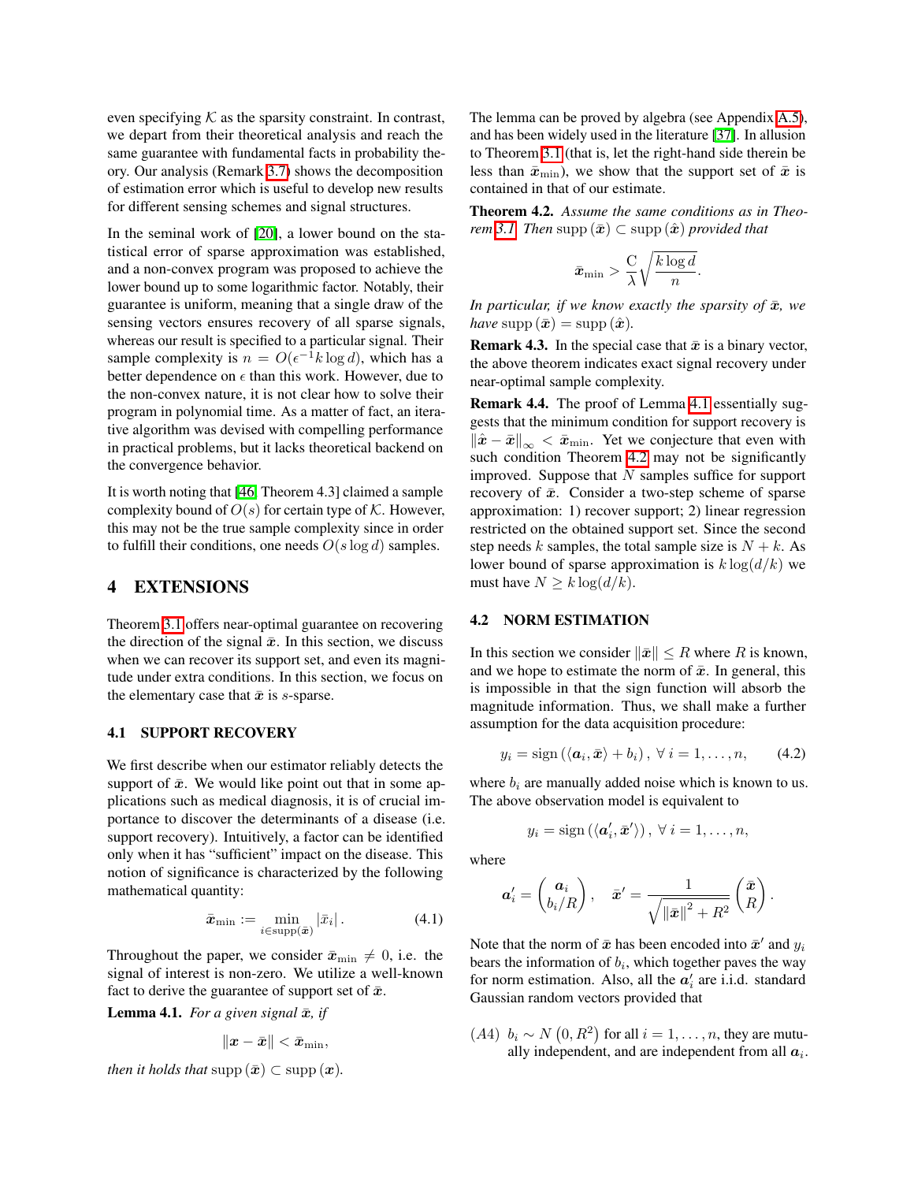even specifying $\mathcal{K}$ as the sparsity constraint. In contrast, we depart from their theoretical analysis and reach the same guarantee with fundamental facts in probability theory. Our analysis (Remark 3.7) shows the decomposition of estimation error which is useful to develop new results for different sensing schemes and signal structures.

In the seminal work of [20], a lower bound on the statistical error of sparse approximation was established, and a non-convex program was proposed to achieve the lower bound up to some logarithmic factor. Notably, their guarantee is uniform, meaning that a single draw of the sensing vectors ensures recovery of all sparse signals, whereas our result is specified to a particular signal. Their sample complexity is $n = O(\epsilon^{-1} k \log d)$, which has a better dependence on $\epsilon$ than this work. However, due to the non-convex nature, it is not clear how to solve their program in polynomial time. As a matter of fact, an iterative algorithm was devised with compelling performance in practical problems, but it lacks theoretical backend on the convergence behavior.

It is worth noting that [46, Theorem 4.3] claimed a sample complexity bound of $O(s)$ for certain type of $\mathcal{K}$. However, this may not be the true sample complexity since in order to fulfill their conditions, one needs $O(s \log d)$ samples.

# 4 EXTENSIONS

Theorem 3.1 offers near-optimal guarantee on recovering the direction of the signal $\bar{\boldsymbol{x}}$. In this section, we discuss when we can recover its support set, and even its magnitude under extra conditions. In this section, we focus on the elementary case that $\bar{\boldsymbol{x}}$ is $s$-sparse.

## 4.1 SUPPORT RECOVERY

We first describe when our estimator reliably detects the support of $\bar{\boldsymbol{x}}$. We would like point out that in some applications such as medical diagnosis, it is of crucial importance to discover the determinants of a disease (i.e. support recovery). Intuitively, a factor can be identified only when it has "sufficient" impact on the disease. This notion of significance is characterized by the following mathematical quantity:

$$\bar{\boldsymbol{x}}_{\min} := \min_{i \in \mathrm{supp}(\bar{\boldsymbol{x}})} \left| \bar{x}_i \right|. \tag{4.1}$$

Throughout the paper, we consider $\bar{\boldsymbol{x}}_{\min} \neq 0$, i.e. the signal of interest is non-zero. We utilize a well-known fact to derive the guarantee of support set of $\bar{\boldsymbol{x}}$.

**Lemma 4.1.** *For a given signal $\bar{\boldsymbol{x}}$, if*

$$\left\| \boldsymbol{x} - \bar{\boldsymbol{x}} \right\| < \bar{\boldsymbol{x}}_{\min},$$

*then it holds that* $\mathrm{supp}\,(\bar{\boldsymbol{x}}) \subset \mathrm{supp}\,(\boldsymbol{x})$.

The lemma can be proved by algebra (see Appendix A.5), and has been widely used in the literature [37]. In allusion to Theorem 3.1 (that is, let the right-hand side therein be less than $\bar{\boldsymbol{x}}_{\min}$), we show that the support set of $\bar{\boldsymbol{x}}$ is contained in that of our estimate.

**Theorem 4.2.** *Assume the same conditions as in Theorem 3.1. Then* $\mathrm{supp}\,(\bar{\boldsymbol{x}}) \subset \mathrm{supp}\,(\hat{\boldsymbol{x}})$ *provided that*

$$\bar{\boldsymbol{x}}_{\min} > \frac{\mathrm{C}}{\lambda} \sqrt{\frac{k \log d}{n}}.$$

*In particular, if we know exactly the sparsity of $\bar{\boldsymbol{x}}$, we have* $\mathrm{supp}\,(\bar{\boldsymbol{x}}) = \mathrm{supp}\,(\hat{\boldsymbol{x}})$.

**Remark 4.3.** In the special case that $\bar{\boldsymbol{x}}$ is a binary vector, the above theorem indicates exact signal recovery under near-optimal sample complexity.

**Remark 4.4.** The proof of Lemma 4.1 essentially suggests that the minimum condition for support recovery is $\left\| \hat{\boldsymbol{x}} - \bar{\boldsymbol{x}} \right\|_\infty < \bar{\boldsymbol{x}}_{\min}$. Yet we conjecture that even with such condition Theorem 4.2 may not be significantly improved. Suppose that $N$ samples suffice for support recovery of $\bar{\boldsymbol{x}}$. Consider a two-step scheme of sparse approximation: 1) recover support; 2) linear regression restricted on the obtained support set. Since the second step needs $k$ samples, the total sample size is $N + k$. As lower bound of sparse approximation is $k \log(d/k)$ we must have $N \geq k \log(d/k)$.

## 4.2 NORM ESTIMATION

In this section we consider $\left\| \bar{\boldsymbol{x}} \right\| \leq R$ where $R$ is known, and we hope to estimate the norm of $\bar{\boldsymbol{x}}$. In general, this is impossible in that the sign function will absorb the magnitude information. Thus, we shall make a further assumption for the data acquisition procedure:

$$y_i = \mathrm{sign}\left( \langle \boldsymbol{a}_i, \bar{\boldsymbol{x}} \rangle + b_i \right),\ \forall\, i = 1, \dots, n, \tag{4.2}$$

where $b_i$ are manually added noise which is known to us. The above observation model is equivalent to

$$y_i = \mathrm{sign}\left( \langle \boldsymbol{a}_i', \bar{\boldsymbol{x}}' \rangle \right),\ \forall\, i = 1, \dots, n,$$

where

$$\boldsymbol{a}_i' = \begin{pmatrix} \boldsymbol{a}_i \\ b_i / R \end{pmatrix}, \quad \bar{\boldsymbol{x}}' = \frac{1}{\sqrt{\left\| \bar{\boldsymbol{x}} \right\|^2 + R^2}} \begin{pmatrix} \bar{\boldsymbol{x}} \\ R \end{pmatrix}.$$

Note that the norm of $\bar{\boldsymbol{x}}$ has been encoded into $\bar{\boldsymbol{x}}'$ and $y_i$ bears the information of $b_i$, which together paves the way for norm estimation. Also, all the $\boldsymbol{a}_i'$ are i.i.d. standard Gaussian random vectors provided that

(A4) $b_i \sim N\left(0, R^2\right)$ for all $i = 1, \dots, n$, they are mutually independent, and are independent from all $\boldsymbol{a}_i$.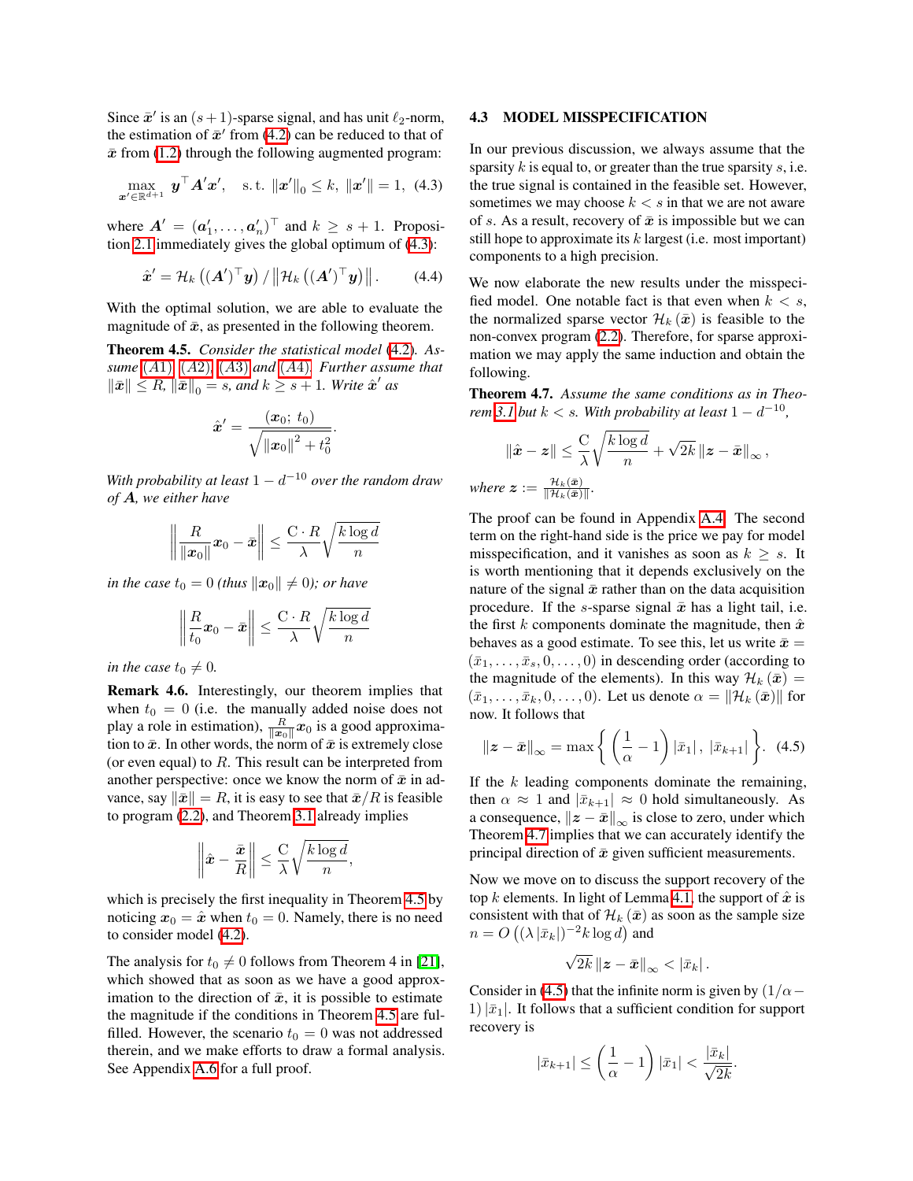Since $\bar{\boldsymbol{x}}'$ is an $(s+1)$-sparse signal, and has unit $\ell_2$-norm, the estimation of $\bar{\boldsymbol{x}}'$ from (4.2) can be reduced to that of $\bar{\boldsymbol{x}}$ from (1.2) through the following augmented program:

$$\max_{\boldsymbol{x}' \in \mathbb{R}^{d+1}} \boldsymbol{y}^\top \boldsymbol{A}' \boldsymbol{x}', \quad \text{s.t. } \|\boldsymbol{x}'\|_0 \leq k, \ \|\boldsymbol{x}'\| = 1, \quad (4.3)$$

where $\boldsymbol{A}' = (\boldsymbol{a}_1', \dots, \boldsymbol{a}_n')^\top$ and $k \geq s+1$. Proposition 2.1 immediately gives the global optimum of (4.3):

$$\hat{\boldsymbol{x}}' = \mathcal{H}_k\left((\boldsymbol{A}')^\top \boldsymbol{y}\right) / \left\|\mathcal{H}_k\left((\boldsymbol{A}')^\top \boldsymbol{y}\right)\right\|. \quad (4.4)$$

With the optimal solution, we are able to evaluate the magnitude of $\bar{\boldsymbol{x}}$, as presented in the following theorem.

**Theorem 4.5.** *Consider the statistical model (4.2). Assume (A1), (A2), (A3) and (A4). Further assume that $\|\bar{\boldsymbol{x}}\| \leq R$, $\|\bar{\boldsymbol{x}}\|_0 = s$, and $k \geq s+1$. Write $\hat{\boldsymbol{x}}'$ as*

$$\hat{\boldsymbol{x}}' = \frac{(\boldsymbol{x}_0;\ t_0)}{\sqrt{\|\boldsymbol{x}_0\|^2 + t_0^2}}.$$

*With probability at least $1 - d^{-10}$ over the random draw of $\boldsymbol{A}$, we either have*

$$\left\| \frac{R}{\|\boldsymbol{x}_0\|}\boldsymbol{x}_0 - \bar{\boldsymbol{x}} \right\| \leq \frac{\mathrm{C} \cdot R}{\lambda}\sqrt{\frac{k \log d}{n}}$$

*in the case $t_0 = 0$ (thus $\|\boldsymbol{x}_0\| \neq 0$); or have*

$$\left\| \frac{R}{t_0}\boldsymbol{x}_0 - \bar{\boldsymbol{x}} \right\| \leq \frac{\mathrm{C} \cdot R}{\lambda}\sqrt{\frac{k \log d}{n}}$$

*in the case $t_0 \neq 0$.*

**Remark 4.6.** Interestingly, our theorem implies that when $t_0 = 0$ (i.e. the manually added noise does not play a role in estimation), $\frac{R}{\|\boldsymbol{x}_0\|}\boldsymbol{x}_0$ is a good approximation to $\bar{\boldsymbol{x}}$. In other words, the norm of $\bar{\boldsymbol{x}}$ is extremely close (or even equal) to $R$. This result can be interpreted from another perspective: once we know the norm of $\bar{\boldsymbol{x}}$ in advance, say $\|\bar{\boldsymbol{x}}\| = R$, it is easy to see that $\bar{\boldsymbol{x}}/R$ is feasible to program (2.2), and Theorem 3.1 already implies

$$\left\| \hat{\boldsymbol{x}} - \frac{\bar{\boldsymbol{x}}}{R} \right\| \leq \frac{\mathrm{C}}{\lambda}\sqrt{\frac{k \log d}{n}},$$

which is precisely the first inequality in Theorem 4.5 by noticing $\boldsymbol{x}_0 = \hat{\boldsymbol{x}}$ when $t_0 = 0$. Namely, there is no need to consider model (4.2).

The analysis for $t_0 \neq 0$ follows from Theorem 4 in [21], which showed that as soon as we have a good approximation of the direction of $\bar{\boldsymbol{x}}$, it is possible to estimate the magnitude if the conditions in Theorem 4.5 are fulfilled. However, the scenario $t_0 = 0$ was not addressed therein, and we make efforts to draw a formal analysis. See Appendix A.6 for a full proof.

### 4.3 MODEL MISSPECIFICATION

In our previous discussion, we always assume that the sparsity $k$ is equal to, or greater than the true sparsity $s$, i.e. the true signal is contained in the feasible set. However, sometimes we may choose $k < s$ in that we are not aware of $s$. As a result, recovery of $\bar{\boldsymbol{x}}$ is impossible but we can still hope to approximate its $k$ largest (i.e. most important) components to a high precision.

We now elaborate the new results under the misspecified model. One notable fact is that even when $k < s$, the normalized sparse vector $\mathcal{H}_k(\bar{\boldsymbol{x}})$ is feasible to the non-convex program (2.2). Therefore, for sparse approximation we may apply the same induction and obtain the following.

**Theorem 4.7.** *Assume the same conditions as in Theorem 3.1 but $k < s$. With probability at least $1 - d^{-10}$,*

$$\|\hat{\boldsymbol{x}} - \boldsymbol{z}\| \leq \frac{\mathrm{C}}{\lambda}\sqrt{\frac{k \log d}{n}} + \sqrt{2k}\,\|\boldsymbol{z} - \bar{\boldsymbol{x}}\|_\infty,$$

*where $\boldsymbol{z} := \frac{\mathcal{H}_k(\bar{\boldsymbol{x}})}{\|\mathcal{H}_k(\bar{\boldsymbol{x}})\|}$.*

The proof can be found in Appendix A.4. The second term on the right-hand side is the price we pay for model misspecification, and it vanishes as soon as $k \geq s$. It is worth mentioning that it depends exclusively on the nature of the signal $\bar{\boldsymbol{x}}$ rather than on the data acquisition procedure. If the $s$-sparse signal $\bar{\boldsymbol{x}}$ has a light tail, i.e. the first $k$ components dominate the magnitude, then $\hat{\boldsymbol{x}}$ behaves as a good estimate. To see this, let us write $\bar{\boldsymbol{x}} = (\bar{x}_1, \dots, \bar{x}_s, 0, \dots, 0)$ in descending order (according to the magnitude of the elements). In this way $\mathcal{H}_k(\bar{\boldsymbol{x}}) = (\bar{x}_1, \dots, \bar{x}_k, 0, \dots, 0)$. Let us denote $\alpha = \|\mathcal{H}_k(\bar{\boldsymbol{x}})\|$ for now. It follows that

$$\|\boldsymbol{z} - \bar{\boldsymbol{x}}\|_\infty = \max\left\{ \left(\frac{1}{\alpha} - 1\right)|\bar{x}_1|,\ |\bar{x}_{k+1}| \right\}. \quad (4.5)$$

If the $k$ leading components dominate the remaining, then $\alpha \approx 1$ and $|\bar{x}_{k+1}| \approx 0$ hold simultaneously. As a consequence, $\|\boldsymbol{z} - \bar{\boldsymbol{x}}\|_\infty$ is close to zero, under which Theorem 4.7 implies that we can accurately identify the principal direction of $\bar{\boldsymbol{x}}$ given sufficient measurements.

Now we move on to discuss the support recovery of the top $k$ elements. In light of Lemma 4.1, the support of $\hat{\boldsymbol{x}}$ is consistent with that of $\mathcal{H}_k(\bar{\boldsymbol{x}})$ as soon as the sample size $n = O\left((\lambda|\bar{x}_k|)^{-2} k \log d\right)$ and

$$\sqrt{2k}\,\|\boldsymbol{z} - \bar{\boldsymbol{x}}\|_\infty < |\bar{x}_k|.$$

Consider in (4.5) that the infinite norm is given by $(1/\alpha - 1)|\bar{x}_1|$. It follows that a sufficient condition for support recovery is

$$|\bar{x}_{k+1}| \leq \left(\frac{1}{\alpha} - 1\right)|\bar{x}_1| < \frac{|\bar{x}_k|}{\sqrt{2k}}.$$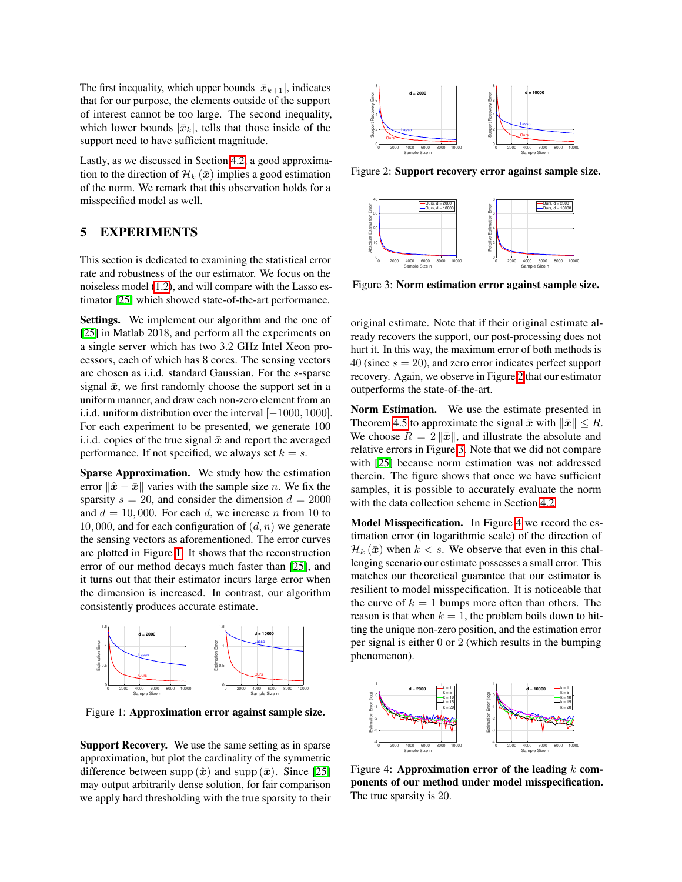The first inequality, which upper bounds $|\bar{x}_{k+1}|$, indicates that for our purpose, the elements outside of the support of interest cannot be too large. The second inequality, which lower bounds $|\bar{x}_k|$, tells that those inside of the support need to have sufficient magnitude.

Lastly, as we discussed in Section 4.2, a good approximation to the direction of $\mathcal{H}_k(\bar{\boldsymbol{x}})$ implies a good estimation of the norm. We remark that this observation holds for a misspecified model as well.

## 5 EXPERIMENTS

This section is dedicated to examining the statistical error rate and robustness of the our estimator. We focus on the noiseless model (1.2), and will compare with the Lasso estimator [25] which showed state-of-the-art performance.

**Settings.** We implement our algorithm and the one of [25] in Matlab 2018, and perform all the experiments on a single server which has two 3.2 GHz Intel Xeon processors, each of which has 8 cores. The sensing vectors are chosen as i.i.d. standard Gaussian. For the $s$-sparse signal $\bar{\boldsymbol{x}}$, we first randomly choose the support set in a uniform manner, and draw each non-zero element from an i.i.d. uniform distribution over the interval $[-1000, 1000]$. For each experiment to be presented, we generate 100 i.i.d. copies of the true signal $\bar{\boldsymbol{x}}$ and report the averaged performance. If not specified, we always set $k = s$.

**Sparse Approximation.** We study how the estimation error $\|\hat{\boldsymbol{x}} - \bar{\boldsymbol{x}}\|$ varies with the sample size $n$. We fix the sparsity $s = 20$, and consider the dimension $d = 2000$ and $d = 10,000$. For each $d$, we increase $n$ from 10 to $10,000$, and for each configuration of $(d, n)$ we generate the sensing vectors as aforementioned. The error curves are plotted in Figure 1. It shows that the reconstruction error of our method decays much faster than [25], and it turns out that their estimator incurs large error when the dimension is increased. In contrast, our algorithm consistently produces accurate estimate.

Figure 1: **Approximation error against sample size.**

**Support Recovery.** We use the same setting as in sparse approximation, but plot the cardinality of the symmetric difference between $\mathrm{supp}(\hat{\boldsymbol{x}})$ and $\mathrm{supp}(\bar{\boldsymbol{x}})$. Since [25] may output arbitrarily dense solution, for fair comparison we apply hard thresholding with the true sparsity to their original estimate. Note that if their original estimate already recovers the support, our post-processing does not hurt it. In this way, the maximum error of both methods is 40 (since $s = 20$), and zero error indicates perfect support recovery. Again, we observe in Figure 2 that our estimator outperforms the state-of-the-art.

Figure 2: **Support recovery error against sample size.**

Figure 3: **Norm estimation error against sample size.**

**Norm Estimation.** We use the estimate presented in Theorem 4.5 to approximate the signal $\bar{\boldsymbol{x}}$ with $\|\bar{\boldsymbol{x}}\| \leq R$. We choose $R = 2\|\bar{\boldsymbol{x}}\|$, and illustrate the absolute and relative errors in Figure 3. Note that we did not compare with [25] because norm estimation was not addressed therein. The figure shows that once we have sufficient samples, it is possible to accurately evaluate the norm with the data collection scheme in Section 4.2.

**Model Misspecification.** In Figure 4 we record the estimation error (in logarithmic scale) of the direction of $\mathcal{H}_k(\bar{\boldsymbol{x}})$ when $k < s$. We observe that even in this challenging scenario our estimate possesses a small error. This matches our theoretical guarantee that our estimator is resilient to model misspecification. It is noticeable that the curve of $k = 1$ bumps more often than others. The reason is that when $k = 1$, the problem boils down to hitting the unique non-zero position, and the estimation error per signal is either 0 or 2 (which results in the bumping phenomenon).

Figure 4: **Approximation error of the leading $k$ components of our method under model misspecification.** The true sparsity is 20.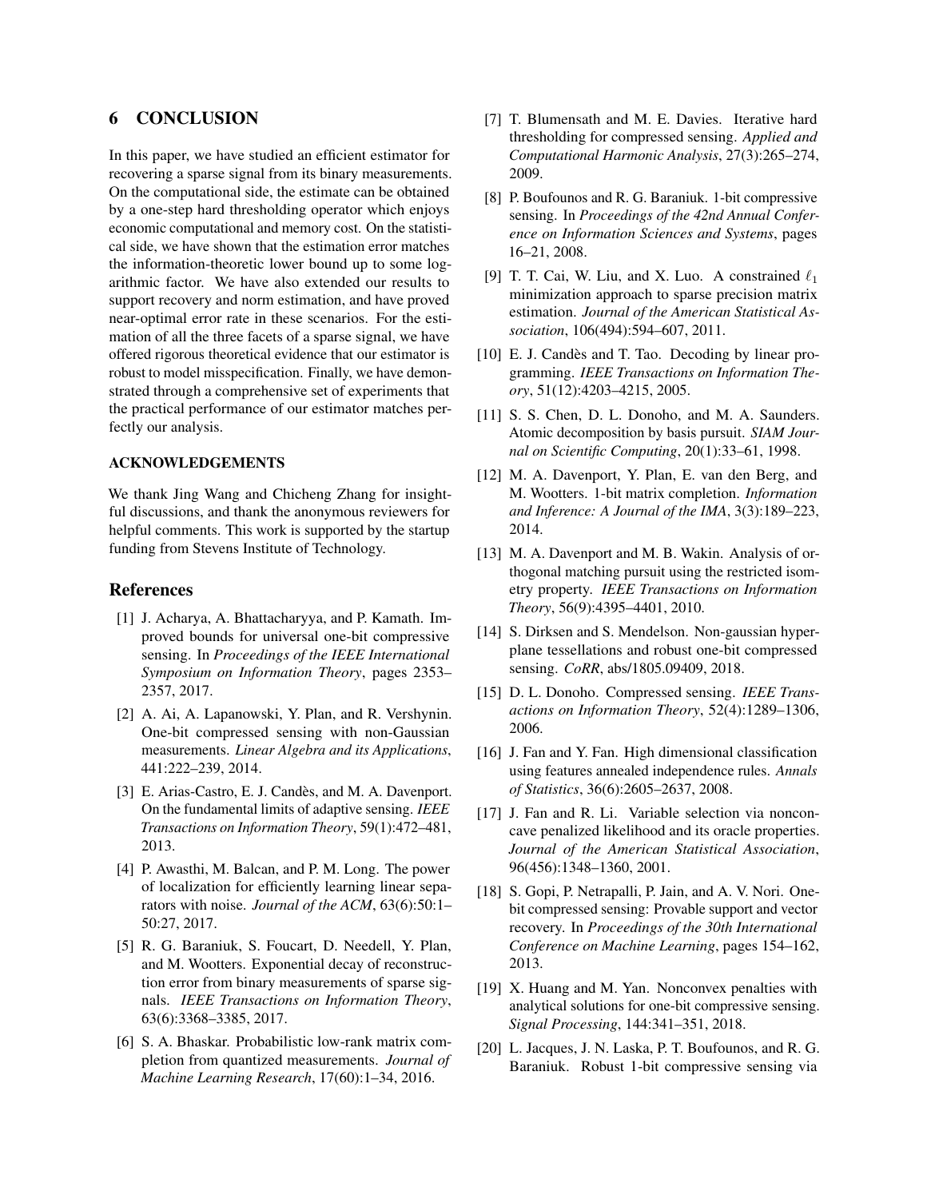## 6 CONCLUSION

In this paper, we have studied an efficient estimator for recovering a sparse signal from its binary measurements. On the computational side, the estimate can be obtained by a one-step hard thresholding operator which enjoys economic computational and memory cost. On the statistical side, we have shown that the estimation error matches the information-theoretic lower bound up to some logarithmic factor. We have also extended our results to support recovery and norm estimation, and have proved near-optimal error rate in these scenarios. For the estimation of all the three facets of a sparse signal, we have offered rigorous theoretical evidence that our estimator is robust to model misspecification. Finally, we have demonstrated through a comprehensive set of experiments that the practical performance of our estimator matches perfectly our analysis.

### ACKNOWLEDGEMENTS

We thank Jing Wang and Chicheng Zhang for insightful discussions, and thank the anonymous reviewers for helpful comments. This work is supported by the startup funding from Stevens Institute of Technology.

## References

[1] J. Acharya, A. Bhattacharyya, and P. Kamath. Improved bounds for universal one-bit compressive sensing. In *Proceedings of the IEEE International Symposium on Information Theory*, pages 2353–2357, 2017.

[2] A. Ai, A. Lapanowski, Y. Plan, and R. Vershynin. One-bit compressed sensing with non-Gaussian measurements. *Linear Algebra and its Applications*, 441:222–239, 2014.

[3] E. Arias-Castro, E. J. Candès, and M. A. Davenport. On the fundamental limits of adaptive sensing. *IEEE Transactions on Information Theory*, 59(1):472–481, 2013.

[4] P. Awasthi, M. Balcan, and P. M. Long. The power of localization for efficiently learning linear separators with noise. *Journal of the ACM*, 63(6):50:1–50:27, 2017.

[5] R. G. Baraniuk, S. Foucart, D. Needell, Y. Plan, and M. Wootters. Exponential decay of reconstruction error from binary measurements of sparse signals. *IEEE Transactions on Information Theory*, 63(6):3368–3385, 2017.

[6] S. A. Bhaskar. Probabilistic low-rank matrix completion from quantized measurements. *Journal of Machine Learning Research*, 17(60):1–34, 2016.

[7] T. Blumensath and M. E. Davies. Iterative hard thresholding for compressed sensing. *Applied and Computational Harmonic Analysis*, 27(3):265–274, 2009.

[8] P. Boufounos and R. G. Baraniuk. 1-bit compressive sensing. In *Proceedings of the 42nd Annual Conference on Information Sciences and Systems*, pages 16–21, 2008.

[9] T. T. Cai, W. Liu, and X. Luo. A constrained $\ell_1$ minimization approach to sparse precision matrix estimation. *Journal of the American Statistical Association*, 106(494):594–607, 2011.

[10] E. J. Candès and T. Tao. Decoding by linear programming. *IEEE Transactions on Information Theory*, 51(12):4203–4215, 2005.

[11] S. S. Chen, D. L. Donoho, and M. A. Saunders. Atomic decomposition by basis pursuit. *SIAM Journal on Scientific Computing*, 20(1):33–61, 1998.

[12] M. A. Davenport, Y. Plan, E. van den Berg, and M. Wootters. 1-bit matrix completion. *Information and Inference: A Journal of the IMA*, 3(3):189–223, 2014.

[13] M. A. Davenport and M. B. Wakin. Analysis of orthogonal matching pursuit using the restricted isometry property. *IEEE Transactions on Information Theory*, 56(9):4395–4401, 2010.

[14] S. Dirksen and S. Mendelson. Non-gaussian hyperplane tessellations and robust one-bit compressed sensing. *CoRR*, abs/1805.09409, 2018.

[15] D. L. Donoho. Compressed sensing. *IEEE Transactions on Information Theory*, 52(4):1289–1306, 2006.

[16] J. Fan and Y. Fan. High dimensional classification using features annealed independence rules. *Annals of Statistics*, 36(6):2605–2637, 2008.

[17] J. Fan and R. Li. Variable selection via nonconcave penalized likelihood and its oracle properties. *Journal of the American Statistical Association*, 96(456):1348–1360, 2001.

[18] S. Gopi, P. Netrapalli, P. Jain, and A. V. Nori. One-bit compressed sensing: Provable support and vector recovery. In *Proceedings of the 30th International Conference on Machine Learning*, pages 154–162, 2013.

[19] X. Huang and M. Yan. Nonconvex penalties with analytical solutions for one-bit compressive sensing. *Signal Processing*, 144:341–351, 2018.

[20] L. Jacques, J. N. Laska, P. T. Boufounos, and R. G. Baraniuk. Robust 1-bit compressive sensing via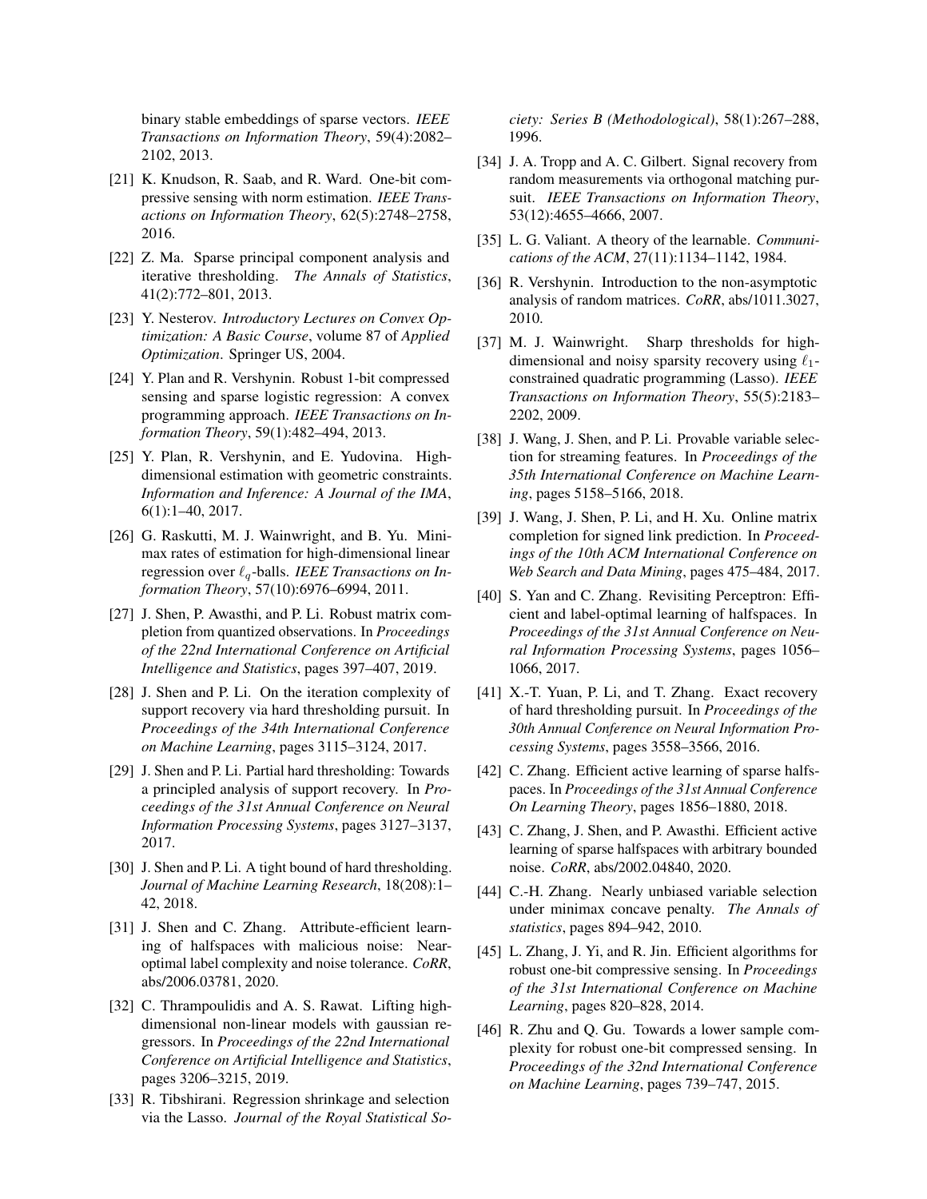binary stable embeddings of sparse vectors. *IEEE Transactions on Information Theory*, 59(4):2082–2102, 2013.

[21] K. Knudson, R. Saab, and R. Ward. One-bit compressive sensing with norm estimation. *IEEE Transactions on Information Theory*, 62(5):2748–2758, 2016.

[22] Z. Ma. Sparse principal component analysis and iterative thresholding. *The Annals of Statistics*, 41(2):772–801, 2013.

[23] Y. Nesterov. *Introductory Lectures on Convex Optimization: A Basic Course*, volume 87 of *Applied Optimization*. Springer US, 2004.

[24] Y. Plan and R. Vershynin. Robust 1-bit compressed sensing and sparse logistic regression: A convex programming approach. *IEEE Transactions on Information Theory*, 59(1):482–494, 2013.

[25] Y. Plan, R. Vershynin, and E. Yudovina. High-dimensional estimation with geometric constraints. *Information and Inference: A Journal of the IMA*, 6(1):1–40, 2017.

[26] G. Raskutti, M. J. Wainwright, and B. Yu. Minimax rates of estimation for high-dimensional linear regression over $\ell_q$-balls. *IEEE Transactions on Information Theory*, 57(10):6976–6994, 2011.

[27] J. Shen, P. Awasthi, and P. Li. Robust matrix completion from quantized observations. In *Proceedings of the 22nd International Conference on Artificial Intelligence and Statistics*, pages 397–407, 2019.

[28] J. Shen and P. Li. On the iteration complexity of support recovery via hard thresholding pursuit. In *Proceedings of the 34th International Conference on Machine Learning*, pages 3115–3124, 2017.

[29] J. Shen and P. Li. Partial hard thresholding: Towards a principled analysis of support recovery. In *Proceedings of the 31st Annual Conference on Neural Information Processing Systems*, pages 3127–3137, 2017.

[30] J. Shen and P. Li. A tight bound of hard thresholding. *Journal of Machine Learning Research*, 18(208):1–42, 2018.

[31] J. Shen and C. Zhang. Attribute-efficient learning of halfspaces with malicious noise: Near-optimal label complexity and noise tolerance. *CoRR*, abs/2006.03781, 2020.

[32] C. Thrampoulidis and A. S. Rawat. Lifting high-dimensional non-linear models with gaussian regressors. In *Proceedings of the 22nd International Conference on Artificial Intelligence and Statistics*, pages 3206–3215, 2019.

[33] R. Tibshirani. Regression shrinkage and selection via the Lasso. *Journal of the Royal Statistical Society: Series B (Methodological)*, 58(1):267–288, 1996.

[34] J. A. Tropp and A. C. Gilbert. Signal recovery from random measurements via orthogonal matching pursuit. *IEEE Transactions on Information Theory*, 53(12):4655–4666, 2007.

[35] L. G. Valiant. A theory of the learnable. *Communications of the ACM*, 27(11):1134–1142, 1984.

[36] R. Vershynin. Introduction to the non-asymptotic analysis of random matrices. *CoRR*, abs/1011.3027, 2010.

[37] M. J. Wainwright. Sharp thresholds for high-dimensional and noisy sparsity recovery using $\ell_1$-constrained quadratic programming (Lasso). *IEEE Transactions on Information Theory*, 55(5):2183–2202, 2009.

[38] J. Wang, J. Shen, and P. Li. Provable variable selection for streaming features. In *Proceedings of the 35th International Conference on Machine Learning*, pages 5158–5166, 2018.

[39] J. Wang, J. Shen, P. Li, and H. Xu. Online matrix completion for signed link prediction. In *Proceedings of the 10th ACM International Conference on Web Search and Data Mining*, pages 475–484, 2017.

[40] S. Yan and C. Zhang. Revisiting Perceptron: Efficient and label-optimal learning of halfspaces. In *Proceedings of the 31st Annual Conference on Neural Information Processing Systems*, pages 1056–1066, 2017.

[41] X.-T. Yuan, P. Li, and T. Zhang. Exact recovery of hard thresholding pursuit. In *Proceedings of the 30th Annual Conference on Neural Information Processing Systems*, pages 3558–3566, 2016.

[42] C. Zhang. Efficient active learning of sparse halfspaces. In *Proceedings of the 31st Annual Conference On Learning Theory*, pages 1856–1880, 2018.

[43] C. Zhang, J. Shen, and P. Awasthi. Efficient active learning of sparse halfspaces with arbitrary bounded noise. *CoRR*, abs/2002.04840, 2020.

[44] C.-H. Zhang. Nearly unbiased variable selection under minimax concave penalty. *The Annals of statistics*, pages 894–942, 2010.

[45] L. Zhang, J. Yi, and R. Jin. Efficient algorithms for robust one-bit compressive sensing. In *Proceedings of the 31st International Conference on Machine Learning*, pages 820–828, 2014.

[46] R. Zhu and Q. Gu. Towards a lower sample complexity for robust one-bit compressed sensing. In *Proceedings of the 32nd International Conference on Machine Learning*, pages 739–747, 2015.